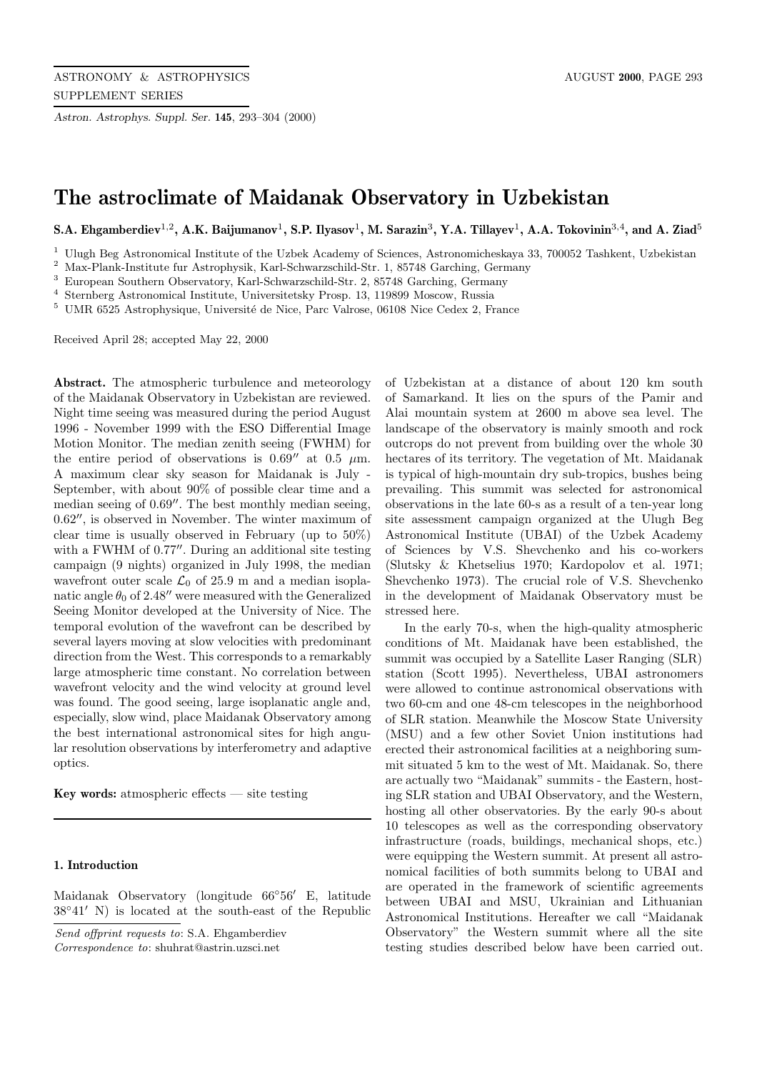# The astroclimate of Maidanak Observatory in Uzbekistan

**S.A. Ehgamberdiev[1,2], A.K. Baijumanov[1], S.P. Ilyasov[1], M. Sarazin[3], Y.A. Tillayev[1], A.A. Tokovinin[3,4], and A. Ziad[5]**

[1] Ulugh Beg Astronomical Institute of the Uzbek Academy of Sciences, Astronomicheskaya 33, 700052 Tashkent, Uzbekistan
[2] Max-Plank-Institute fur Astrophysik, Karl-Schwarzschild-Str. 1, 85748 Garching, Germany
[3] European Southern Observatory, Karl-Schwarzschild-Str. 2, 85748 Garching, Germany
[4] Sternberg Astronomical Institute, Universitetsky Prosp. 13, 119899 Moscow, Russia
[5] UMR 6525 Astrophysique, Université de Nice, Parc Valrose, 06108 Nice Cedex 2, France

Received April 28; accepted May 22, 2000

**Abstract.** The atmospheric turbulence and meteorology of the Maidanak Observatory in Uzbekistan are reviewed. Night time seeing was measured during the period August 1996 - November 1999 with the ESO Differential Image Motion Monitor. The median zenith seeing (FWHM) for the entire period of observations is $0.69''$ at 0.5 $\mu$m. A maximum clear sky season for Maidanak is July - September, with about 90% of possible clear time and a median seeing of $0.69''$. The best monthly median seeing, $0.62''$, is observed in November. The winter maximum of clear time is usually observed in February (up to 50%) with a FWHM of $0.77''$. During an additional site testing campaign (9 nights) organized in July 1998, the median wavefront outer scale $\mathcal{L}_0$ of 25.9 m and a median isoplanatic angle $\theta_0$ of $2.48''$ were measured with the Generalized Seeing Monitor developed at the University of Nice. The temporal evolution of the wavefront can be described by several layers moving at slow velocities with predominant direction from the West. This corresponds to a remarkably large atmospheric time constant. No correlation between wavefront velocity and the wind velocity at ground level was found. The good seeing, large isoplanatic angle and, especially, slow wind, place Maidanak Observatory among the best international astronomical sites for high angular resolution observations by interferometry and adaptive optics.

**Key words:** atmospheric effects — site testing

*Send offprint requests to*: S.A. Ehgamberdiev
*Correspondence to*: shuhrat@astrin.uzsci.net

## 1. Introduction

Maidanak Observatory (longitude $66°56'$ E, latitude $38°41'$ N) is located at the south-east of the Republic of Uzbekistan at a distance of about 120 km south of Samarkand. It lies on the spurs of the Pamir and Alai mountain system at 2600 m above sea level. The landscape of the observatory is mainly smooth and rock outcrops do not prevent from building over the whole 30 hectares of its territory. The vegetation of Mt. Maidanak is typical of high-mountain dry sub-tropics, bushes being prevailing. This summit was selected for astronomical observations in the late 60-s as a result of a ten-year long site assessment campaign organized at the Ulugh Beg Astronomical Institute (UBAI) of the Uzbek Academy of Sciences by V.S. Shevchenko and his co-workers (Slutsky & Khetselius 1970; Kardopolov et al. 1971; Shevchenko 1973). The crucial role of V.S. Shevchenko in the development of Maidanak Observatory must be stressed here.

In the early 70-s, when the high-quality atmospheric conditions of Mt. Maidanak have been established, the summit was occupied by a Satellite Laser Ranging (SLR) station (Scott 1995). Nevertheless, UBAI astronomers were allowed to continue astronomical observations with two 60-cm and one 48-cm telescopes in the neighborhood of SLR station. Meanwhile the Moscow State University (MSU) and a few other Soviet Union institutions had erected their astronomical facilities at a neighboring summit situated 5 km to the west of Mt. Maidanak. So, there are actually two "Maidanak" summits - the Eastern, hosting SLR station and UBAI Observatory, and the Western, hosting all other observatories. By the early 90-s about 10 telescopes as well as the corresponding observatory infrastructure (roads, buildings, mechanical shops, etc.) were equipping the Western summit. At present all astronomical facilities of both summits belong to UBAI and are operated in the framework of scientific agreements between UBAI and MSU, Ukrainian and Lithuanian Astronomical Institutions. Hereafter we call "Maidanak Observatory" the Western summit where all the site testing studies described below have been carried out.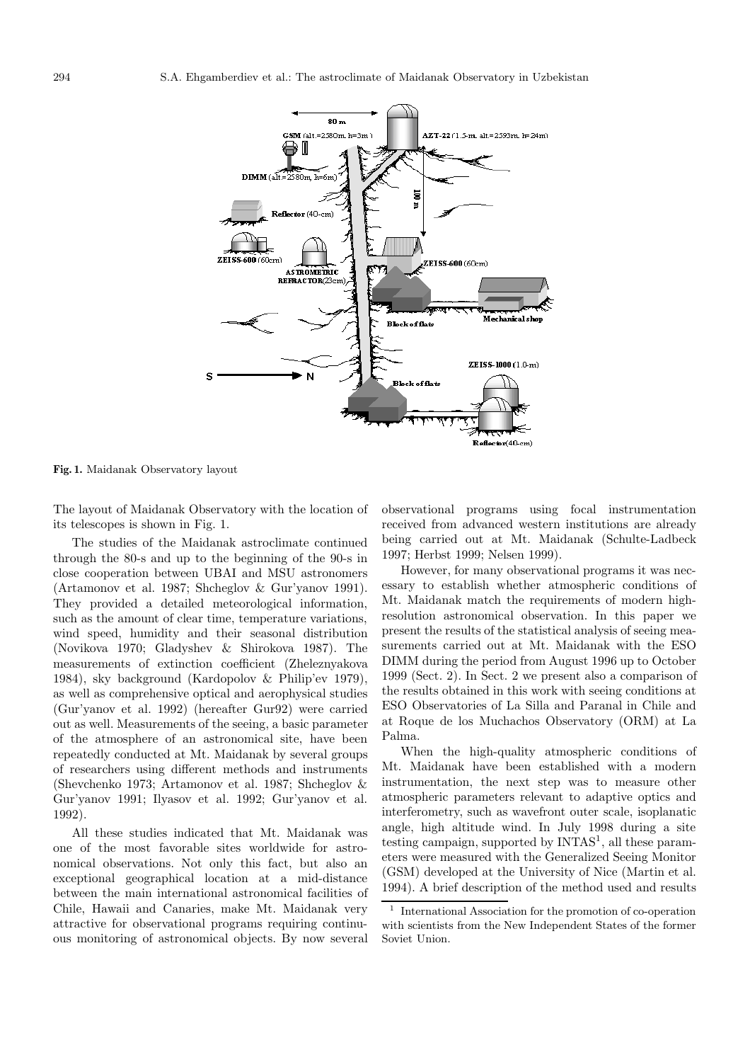Fig. 1. Maidanak Observatory layout

The layout of Maidanak Observatory with the location of its telescopes is shown in Fig. 1.

The studies of the Maidanak astroclimate continued through the 80-s and up to the beginning of the 90-s in close cooperation between UBAI and MSU astronomers (Artamonov et al. 1987; Shcheglov & Gur'yanov 1991). They provided a detailed meteorological information, such as the amount of clear time, temperature variations, wind speed, humidity and their seasonal distribution (Novikova 1970; Gladyshev & Shirokova 1987). The measurements of extinction coefficient (Zheleznyakova 1984), sky background (Kardopolov & Philip'ev 1979), as well as comprehensive optical and aerophysical studies (Gur'yanov et al. 1992) (hereafter Gur92) were carried out as well. Measurements of the seeing, a basic parameter of the atmosphere of an astronomical site, have been repeatedly conducted at Mt. Maidanak by several groups of researchers using different methods and instruments (Shevchenko 1973; Artamonov et al. 1987; Shcheglov & Gur'yanov 1991; Ilyasov et al. 1992; Gur'yanov et al. 1992).

All these studies indicated that Mt. Maidanak was one of the most favorable sites worldwide for astronomical observations. Not only this fact, but also an exceptional geographical location at a mid-distance between the main international astronomical facilities of Chile, Hawaii and Canaries, make Mt. Maidanak very attractive for observational programs requiring continuous monitoring of astronomical objects. By now several observational programs using focal instrumentation received from advanced western institutions are already being carried out at Mt. Maidanak (Schulte-Ladbeck 1997; Herbst 1999; Nelsen 1999).

However, for many observational programs it was necessary to establish whether atmospheric conditions of Mt. Maidanak match the requirements of modern high-resolution astronomical observation. In this paper we present the results of the statistical analysis of seeing measurements carried out at Mt. Maidanak with the ESO DIMM during the period from August 1996 up to October 1999 (Sect. 2). In Sect. 2 we present also a comparison of the results obtained in this work with seeing conditions at ESO Observatories of La Silla and Paranal in Chile and at Roque de los Muchachos Observatory (ORM) at La Palma.

When the high-quality atmospheric conditions of Mt. Maidanak have been established with a modern instrumentation, the next step was to measure other atmospheric parameters relevant to adaptive optics and interferometry, such as wavefront outer scale, isoplanatic angle, high altitude wind. In July 1998 during a site testing campaign, supported by INTAS[1], all these parameters were measured with the Generalized Seeing Monitor (GSM) developed at the University of Nice (Martin et al. 1994). A brief description of the method used and results

[1] International Association for the promotion of co-operation with scientists from the New Independent States of the former Soviet Union.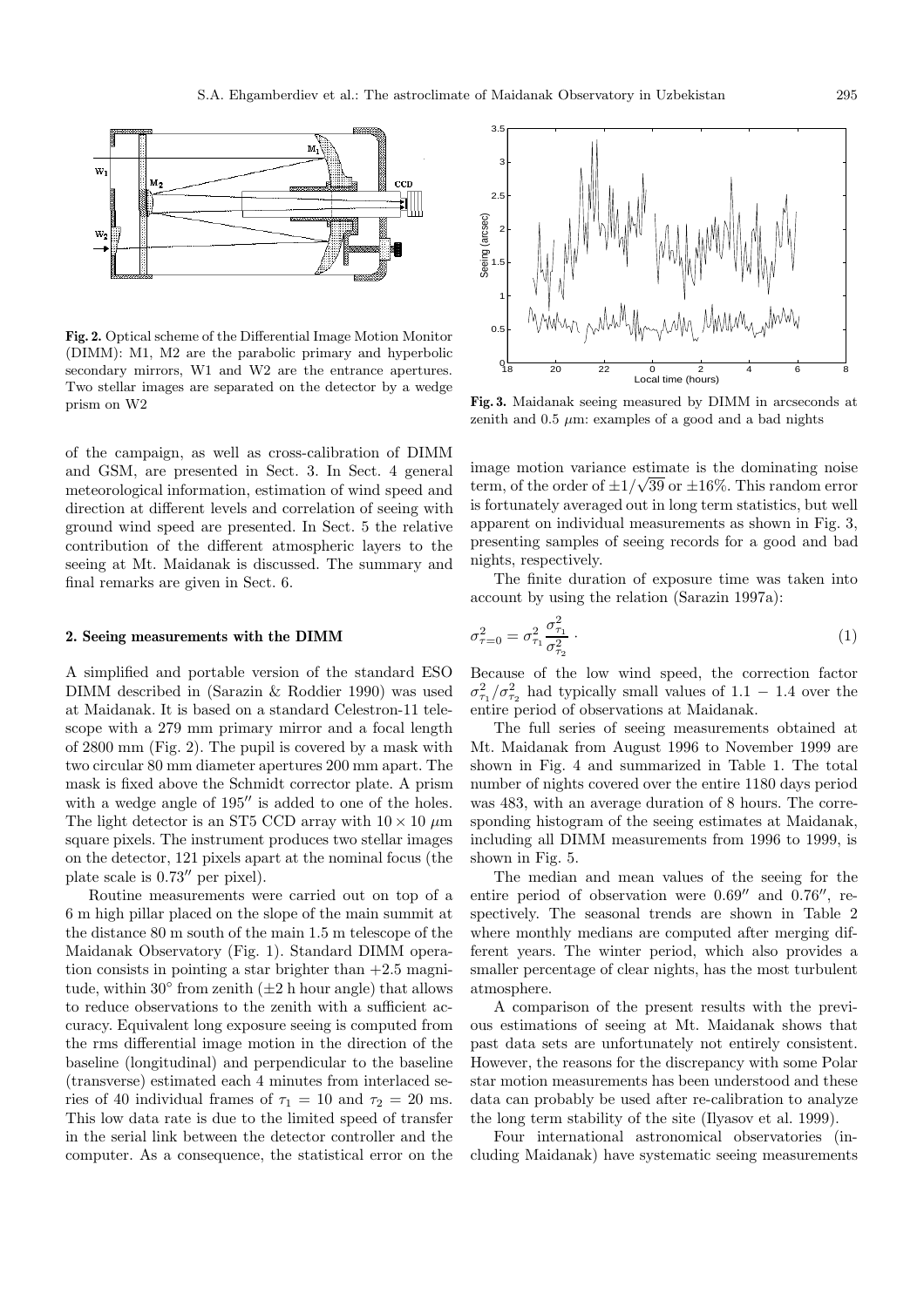**Fig. 2.** Optical scheme of the Differential Image Motion Monitor (DIMM): M1, M2 are the parabolic primary and hyperbolic secondary mirrors, W1 and W2 are the entrance apertures. Two stellar images are separated on the detector by a wedge prism on W2

**Fig. 3.** Maidanak seeing measured by DIMM in arcseconds at zenith and 0.5 $\mu$m: examples of a good and a bad nights

of the campaign, as well as cross-calibration of DIMM and GSM, are presented in Sect. 3. In Sect. 4 general meteorological information, estimation of wind speed and direction at different levels and correlation of seeing with ground wind speed are presented. In Sect. 5 the relative contribution of the different atmospheric layers to the seeing at Mt. Maidanak is discussed. The summary and final remarks are given in Sect. 6.

## 2. Seeing measurements with the DIMM

A simplified and portable version of the standard ESO DIMM described in (Sarazin & Roddier 1990) was used at Maidanak. It is based on a standard Celestron-11 telescope with a 279 mm primary mirror and a focal length of 2800 mm (Fig. 2). The pupil is covered by a mask with two circular 80 mm diameter apertures 200 mm apart. The mask is fixed above the Schmidt corrector plate. A prism with a wedge angle of $195''$ is added to one of the holes. The light detector is an ST5 CCD array with $10 \times 10$ $\mu$m square pixels. The instrument produces two stellar images on the detector, 121 pixels apart at the nominal focus (the plate scale is $0.73''$ per pixel).

Routine measurements were carried out on top of a 6 m high pillar placed on the slope of the main summit at the distance 80 m south of the main 1.5 m telescope of the Maidanak Observatory (Fig. 1). Standard DIMM operation consists in pointing a star brighter than $+2.5$ magnitude, within $30^\circ$ from zenith ($\pm 2$ h hour angle) that allows to reduce observations to the zenith with a sufficient accuracy. Equivalent long exposure seeing is computed from the rms differential image motion in the direction of the baseline (longitudinal) and perpendicular to the baseline (transverse) estimated each 4 minutes from interlaced series of 40 individual frames of $\tau_1 = 10$ and $\tau_2 = 20$ ms. This low data rate is due to the limited speed of transfer in the serial link between the detector controller and the computer. As a consequence, the statistical error on the image motion variance estimate is the dominating noise term, of the order of $\pm 1/\sqrt{39}$ or $\pm 16\%$. This random error is fortunately averaged out in long term statistics, but well apparent on individual measurements as shown in Fig. 3, presenting samples of seeing records for a good and bad nights, respectively.

The finite duration of exposure time was taken into account by using the relation (Sarazin 1997a):

$$\sigma^2_{\tau=0} = \sigma^2_{\tau_1} \frac{\sigma^2_{\tau_1}}{\sigma^2_{\tau_2}} \,. \tag{1}$$

Because of the low wind speed, the correction factor $\sigma^2_{\tau_1}/\sigma^2_{\tau_2}$ had typically small values of $1.1 - 1.4$ over the entire period of observations at Maidanak.

The full series of seeing measurements obtained at Mt. Maidanak from August 1996 to November 1999 are shown in Fig. 4 and summarized in Table 1. The total number of nights covered over the entire 1180 days period was 483, with an average duration of 8 hours. The corresponding histogram of the seeing estimates at Maidanak, including all DIMM measurements from 1996 to 1999, is shown in Fig. 5.

The median and mean values of the seeing for the entire period of observation were $0.69''$ and $0.76''$, respectively. The seasonal trends are shown in Table 2 where monthly medians are computed after merging different years. The winter period, which also provides a smaller percentage of clear nights, has the most turbulent atmosphere.

A comparison of the present results with the previous estimations of seeing at Mt. Maidanak shows that past data sets are unfortunately not entirely consistent. However, the reasons for the discrepancy with some Polar star motion measurements has been understood and these data can probably be used after re-calibration to analyze the long term stability of the site (Ilyasov et al. 1999).

Four international astronomical observatories (including Maidanak) have systematic seeing measurements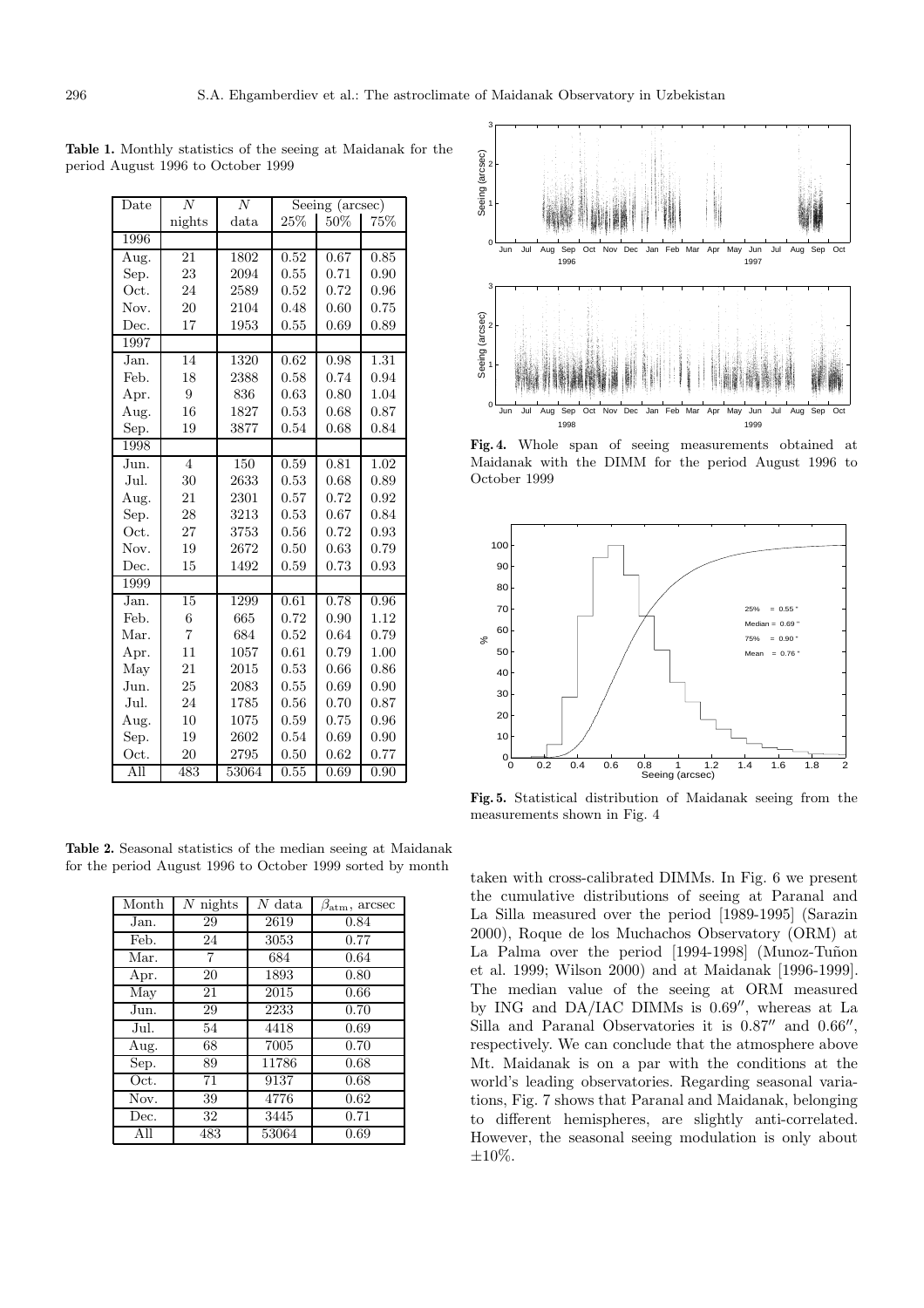**Table 1.** Monthly statistics of the seeing at Maidanak for the period August 1996 to October 1999

| Date | $N$ nights | $N$ data | Seeing (arcsec) 25% | 50% | 75% |
|---|---|---|---|---|---|
| 1996 | | | | | |
| Aug. | 21 | 1802 | 0.52 | 0.67 | 0.85 |
| Sep. | 23 | 2094 | 0.55 | 0.71 | 0.90 |
| Oct. | 24 | 2589 | 0.52 | 0.72 | 0.96 |
| Nov. | 20 | 2104 | 0.48 | 0.60 | 0.75 |
| Dec. | 17 | 1953 | 0.55 | 0.69 | 0.89 |
| 1997 | | | | | |
| Jan. | 14 | 1320 | 0.62 | 0.98 | 1.31 |
| Feb. | 18 | 2388 | 0.58 | 0.74 | 0.94 |
| Apr. | 9 | 836 | 0.63 | 0.80 | 1.04 |
| Aug. | 16 | 1827 | 0.53 | 0.68 | 0.87 |
| Sep. | 19 | 3877 | 0.54 | 0.68 | 0.84 |
| 1998 | | | | | |
| Jun. | 4 | 150 | 0.59 | 0.81 | 1.02 |
| Jul. | 30 | 2633 | 0.53 | 0.68 | 0.89 |
| Aug. | 21 | 2301 | 0.57 | 0.72 | 0.92 |
| Sep. | 28 | 3213 | 0.53 | 0.67 | 0.84 |
| Oct. | 27 | 3753 | 0.56 | 0.72 | 0.93 |
| Nov. | 19 | 2672 | 0.50 | 0.63 | 0.79 |
| Dec. | 15 | 1492 | 0.59 | 0.73 | 0.93 |
| 1999 | | | | | |
| Jan. | 15 | 1299 | 0.61 | 0.78 | 0.96 |
| Feb. | 6 | 665 | 0.72 | 0.90 | 1.12 |
| Mar. | 7 | 684 | 0.52 | 0.64 | 0.79 |
| Apr. | 11 | 1057 | 0.61 | 0.79 | 1.00 |
| May | 21 | 2015 | 0.53 | 0.66 | 0.86 |
| Jun. | 25 | 2083 | 0.55 | 0.69 | 0.90 |
| Jul. | 24 | 1785 | 0.56 | 0.70 | 0.87 |
| Aug. | 10 | 1075 | 0.59 | 0.75 | 0.96 |
| Sep. | 19 | 2602 | 0.54 | 0.69 | 0.90 |
| Oct. | 20 | 2795 | 0.50 | 0.62 | 0.77 |
| All | 483 | 53064 | 0.55 | 0.69 | 0.90 |

**Table 2.** Seasonal statistics of the median seeing at Maidanak for the period August 1996 to October 1999 sorted by month

| Month | $N$ nights | $N$ data | $\beta_{\rm atm}$, arcsec |
|---|---|---|---|
| Jan. | 29 | 2619 | 0.84 |
| Feb. | 24 | 3053 | 0.77 |
| Mar. | 7 | 684 | 0.64 |
| Apr. | 20 | 1893 | 0.80 |
| May | 21 | 2015 | 0.66 |
| Jun. | 29 | 2233 | 0.70 |
| Jul. | 54 | 4418 | 0.69 |
| Aug. | 68 | 7005 | 0.70 |
| Sep. | 89 | 11786 | 0.68 |
| Oct. | 71 | 9137 | 0.68 |
| Nov. | 39 | 4776 | 0.62 |
| Dec. | 32 | 3445 | 0.71 |
| All | 483 | 53064 | 0.69 |

**Fig. 4.** Whole span of seeing measurements obtained at Maidanak with the DIMM for the period August 1996 to October 1999

**Fig. 5.** Statistical distribution of Maidanak seeing from the measurements shown in Fig. 4

taken with cross-calibrated DIMMs. In Fig. 6 we present the cumulative distributions of seeing at Paranal and La Silla measured over the period [1989-1995] (Sarazin 2000), Roque de los Muchachos Observatory (ORM) at La Palma over the period [1994-1998] (Munoz-Tuñon et al. 1999; Wilson 2000) and at Maidanak [1996-1999]. The median value of the seeing at ORM measured by ING and DA/IAC DIMMs is $0.69''$, whereas at La Silla and Paranal Observatories it is $0.87''$ and $0.66''$, respectively. We can conclude that the atmosphere above Mt. Maidanak is on a par with the conditions at the world's leading observatories. Regarding seasonal variations, Fig. 7 shows that Paranal and Maidanak, belonging to different hemispheres, are slightly anti-correlated. However, the seasonal seeing modulation is only about $\pm 10\%$.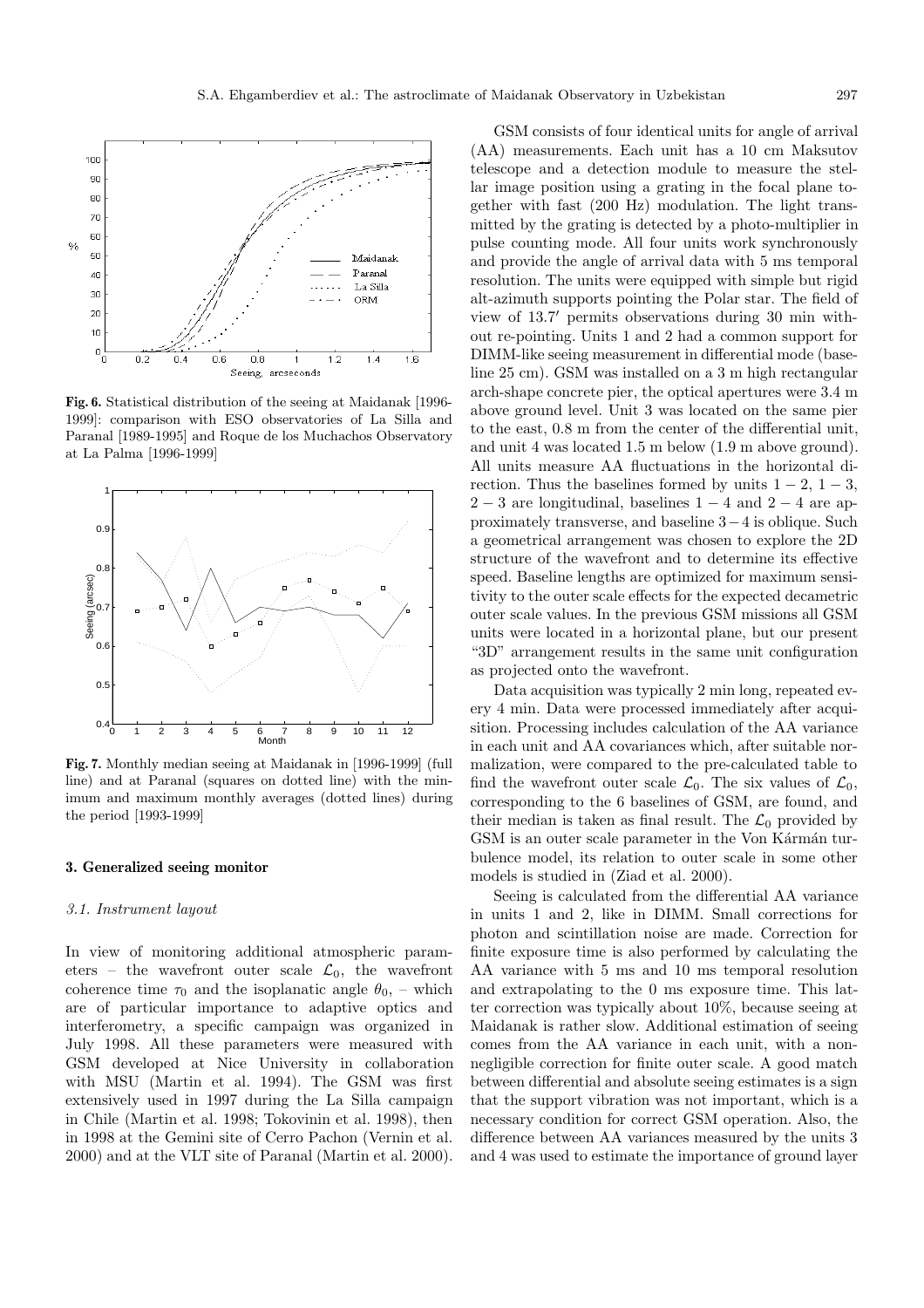**Fig. 6.** Statistical distribution of the seeing at Maidanak [1996-1999]: comparison with ESO observatories of La Silla and Paranal [1989-1995] and Roque de los Muchachos Observatory at La Palma [1996-1999]

**Fig. 7.** Monthly median seeing at Maidanak in [1996-1999] (full line) and at Paranal (squares on dotted line) with the minimum and maximum monthly averages (dotted lines) during the period [1993-1999]

### 3. Generalized seeing monitor

#### *3.1. Instrument layout*

In view of monitoring additional atmospheric parameters – the wavefront outer scale $\mathcal{L}_0$, the wavefront coherence time $\tau_0$ and the isoplanatic angle $\theta_0$, – which are of particular importance to adaptive optics and interferometry, a specific campaign was organized in July 1998. All these parameters were measured with GSM developed at Nice University in collaboration with MSU (Martin et al. 1994). The GSM was first extensively used in 1997 during the La Silla campaign in Chile (Martin et al. 1998; Tokovinin et al. 1998), then in 1998 at the Gemini site of Cerro Pachon (Vernin et al. 2000) and at the VLT site of Paranal (Martin et al. 2000).

GSM consists of four identical units for angle of arrival (AA) measurements. Each unit has a 10 cm Maksutov telescope and a detection module to measure the stellar image position using a grating in the focal plane together with fast (200 Hz) modulation. The light transmitted by the grating is detected by a photo-multiplier in pulse counting mode. All four units work synchronously and provide the angle of arrival data with 5 ms temporal resolution. The units were equipped with simple but rigid alt-azimuth supports pointing the Polar star. The field of view of $13.7'$ permits observations during 30 min without re-pointing. Units 1 and 2 had a common support for DIMM-like seeing measurement in differential mode (baseline 25 cm). GSM was installed on a 3 m high rectangular arch-shape concrete pier, the optical apertures were 3.4 m above ground level. Unit 3 was located on the same pier to the east, 0.8 m from the center of the differential unit, and unit 4 was located 1.5 m below (1.9 m above ground). All units measure AA fluctuations in the horizontal direction. Thus the baselines formed by units $1-2$, $1-3$, $2-3$ are longitudinal, baselines $1-4$ and $2-4$ are approximately transverse, and baseline $3-4$ is oblique. Such a geometrical arrangement was chosen to explore the 2D structure of the wavefront and to determine its effective speed. Baseline lengths are optimized for maximum sensitivity to the outer scale effects for the expected decametric outer scale values. In the previous GSM missions all GSM units were located in a horizontal plane, but our present "3D" arrangement results in the same unit configuration as projected onto the wavefront.

Data acquisition was typically 2 min long, repeated every 4 min. Data were processed immediately after acquisition. Processing includes calculation of the AA variance in each unit and AA covariances which, after suitable normalization, were compared to the pre-calculated table to find the wavefront outer scale $\mathcal{L}_0$. The six values of $\mathcal{L}_0$, corresponding to the 6 baselines of GSM, are found, and their median is taken as final result. The $\mathcal{L}_0$ provided by GSM is an outer scale parameter in the Von Kármán turbulence model, its relation to outer scale in some other models is studied in (Ziad et al. 2000).

Seeing is calculated from the differential AA variance in units 1 and 2, like in DIMM. Small corrections for photon and scintillation noise are made. Correction for finite exposure time is also performed by calculating the AA variance with 5 ms and 10 ms temporal resolution and extrapolating to the 0 ms exposure time. This latter correction was typically about 10%, because seeing at Maidanak is rather slow. Additional estimation of seeing comes from the AA variance in each unit, with a non-negligible correction for finite outer scale. A good match between differential and absolute seeing estimates is a sign that the support vibration was not important, which is a necessary condition for correct GSM operation. Also, the difference between AA variances measured by the units 3 and 4 was used to estimate the importance of ground layer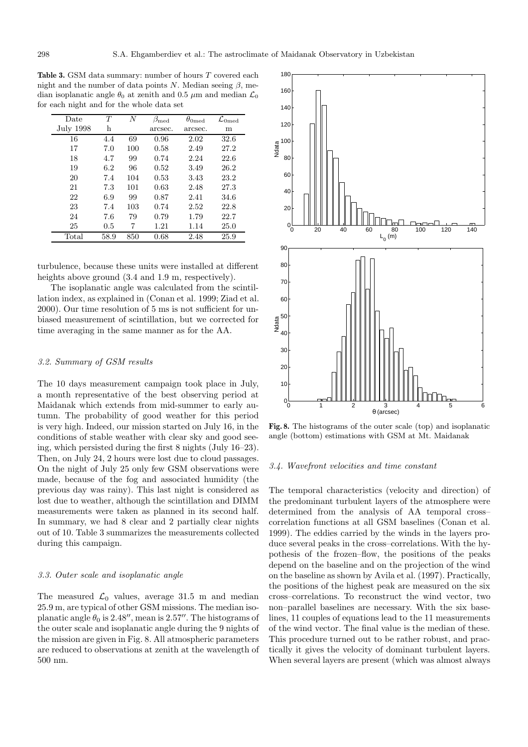**Table 3.** GSM data summary: number of hours $T$ covered each night and the number of data points $N$. Median seeing $\beta$, median isoplanatic angle $\theta_0$ at zenith and 0.5 $\mu$m and median $\mathcal{L}_0$ for each night and for the whole data set

| Date | $T$ | $N$ | $\beta_{\rm med}$ | $\theta_{0\rm med}$ | $\mathcal{L}_{0\rm med}$ |
|---|---|---|---|---|---|
| July 1998 | h | | arcsec. | arcsec. | m |
| 16 | 4.4 | 69 | 0.96 | 2.02 | 32.6 |
| 17 | 7.0 | 100 | 0.58 | 2.49 | 27.2 |
| 18 | 4.7 | 99 | 0.74 | 2.24 | 22.6 |
| 19 | 6.2 | 96 | 0.52 | 3.49 | 26.2 |
| 20 | 7.4 | 104 | 0.53 | 3.43 | 23.2 |
| 21 | 7.3 | 101 | 0.63 | 2.48 | 27.3 |
| 22 | 6.9 | 99 | 0.87 | 2.41 | 34.6 |
| 23 | 7.4 | 103 | 0.74 | 2.52 | 22.8 |
| 24 | 7.6 | 79 | 0.79 | 1.79 | 22.7 |
| 25 | 0.5 | 7 | 1.21 | 1.14 | 25.0 |
| Total | 58.9 | 850 | 0.68 | 2.48 | 25.9 |

turbulence, because these units were installed at different heights above ground (3.4 and 1.9 m, respectively).

The isoplanatic angle was calculated from the scintillation index, as explained in (Conan et al. 1999; Ziad et al. 2000). Our time resolution of 5 ms is not sufficient for unbiased measurement of scintillation, but we corrected for time averaging in the same manner as for the AA.

### 3.2. Summary of GSM results

The 10 days measurement campaign took place in July, a month representative of the best observing period at Maidanak which extends from mid-summer to early autumn. The probability of good weather for this period is very high. Indeed, our mission started on July 16, in the conditions of stable weather with clear sky and good seeing, which persisted during the first 8 nights (July 16–23). Then, on July 24, 2 hours were lost due to cloud passages. On the night of July 25 only few GSM observations were made, because of the fog and associated humidity (the previous day was rainy). This last night is considered as lost due to weather, although the scintillation and DIMM measurements were taken as planned in its second half. In summary, we had 8 clear and 2 partially clear nights out of 10. Table 3 summarizes the measurements collected during this campaign.

### 3.3. Outer scale and isoplanatic angle

The measured $\mathcal{L}_0$ values, average 31.5 m and median 25.9 m, are typical of other GSM missions. The median isoplanatic angle $\theta_0$ is $2.48''$, mean is $2.57''$. The histograms of the outer scale and isoplanatic angle during the 9 nights of the mission are given in Fig. 8. All atmospheric parameters are reduced to observations at zenith at the wavelength of 500 nm.

**Fig. 8.** The histograms of the outer scale (top) and isoplanatic angle (bottom) estimations with GSM at Mt. Maidanak

### 3.4. Wavefront velocities and time constant

The temporal characteristics (velocity and direction) of the predominant turbulent layers of the atmosphere were determined from the analysis of AA temporal cross–correlation functions at all GSM baselines (Conan et al. 1999). The eddies carried by the winds in the layers produce several peaks in the cross–correlations. With the hypothesis of the frozen–flow, the positions of the peaks depend on the baseline and on the projection of the wind on the baseline as shown by Avila et al. (1997). Practically, the positions of the highest peak are measured on the six cross–correlations. To reconstruct the wind vector, two non–parallel baselines are necessary. With the six baselines, 11 couples of equations lead to the 11 measurements of the wind vector. The final value is the median of these. This procedure turned out to be rather robust, and practically it gives the velocity of dominant turbulent layers. When several layers are present (which was almost always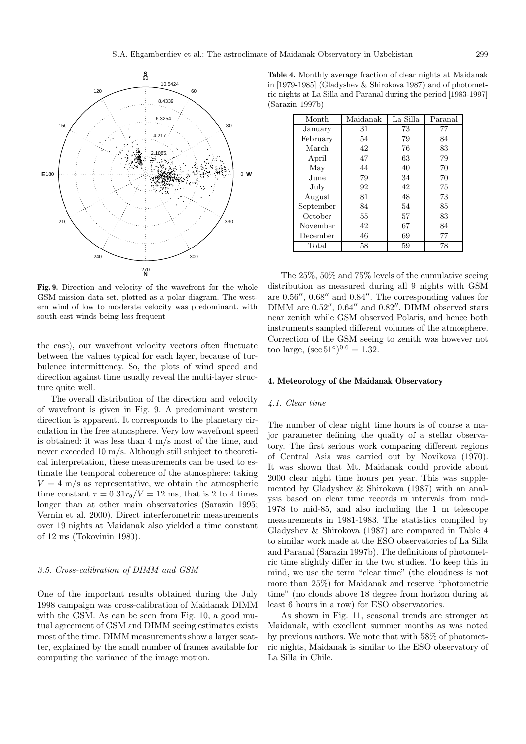**Fig. 9.** Direction and velocity of the wavefront for the whole GSM mission data set, plotted as a polar diagram. The western wind of low to moderate velocity was predominant, with south-east winds being less frequent

the case), our wavefront velocity vectors often fluctuate between the values typical for each layer, because of turbulence intermittency. So, the plots of wind speed and direction against time usually reveal the multi-layer structure quite well.

The overall distribution of the direction and velocity of wavefront is given in Fig. 9. A predominant western direction is apparent. It corresponds to the planetary circulation in the free atmosphere. Very low wavefront speed is obtained: it was less than 4 m/s most of the time, and never exceeded 10 m/s. Although still subject to theoretical interpretation, these measurements can be used to estimate the temporal coherence of the atmosphere: taking $V = 4$ m/s as representative, we obtain the atmospheric time constant $\tau = 0.31 r_0/V = 12$ ms, that is 2 to 4 times longer than at other main observatories (Sarazin 1995; Vernin et al. 2000). Direct interferometric measurements over 19 nights at Maidanak also yielded a time constant of 12 ms (Tokovinin 1980).

### *3.5. Cross-calibration of DIMM and GSM*

One of the important results obtained during the July 1998 campaign was cross-calibration of Maidanak DIMM with the GSM. As can be seen from Fig. 10, a good mutual agreement of GSM and DIMM seeing estimates exists most of the time. DIMM measurements show a larger scatter, explained by the small number of frames available for computing the variance of the image motion.

**Table 4.** Monthly average fraction of clear nights at Maidanak in [1979-1985] (Gladyshev & Shirokova 1987) and of photometric nights at La Silla and Paranal during the period [1983-1997] (Sarazin 1997b)

| Month | Maidanak | La Silla | Paranal |
|---|---|---|---|
| January | 31 | 73 | 77 |
| February | 54 | 79 | 84 |
| March | 42 | 76 | 83 |
| April | 47 | 63 | 79 |
| May | 44 | 40 | 70 |
| June | 79 | 34 | 70 |
| July | 92 | 42 | 75 |
| August | 81 | 48 | 73 |
| September | 84 | 54 | 85 |
| October | 55 | 57 | 83 |
| November | 42 | 67 | 84 |
| December | 46 | 69 | 77 |
| Total | 58 | 59 | 78 |

The 25%, 50% and 75% levels of the cumulative seeing distribution as measured during all 9 nights with GSM are $0.56''$, $0.68''$ and $0.84''$. The corresponding values for DIMM are $0.52''$, $0.64''$ and $0.82''$. DIMM observed stars near zenith while GSM observed Polaris, and hence both instruments sampled different volumes of the atmosphere. Correction of the GSM seeing to zenith was however not too large, $(\sec 51^\circ)^{0.6} = 1.32$.

## 4. Meteorology of the Maidanak Observatory

### *4.1. Clear time*

The number of clear night time hours is of course a major parameter defining the quality of a stellar observatory. The first serious work comparing different regions of Central Asia was carried out by Novikova (1970). It was shown that Mt. Maidanak could provide about 2000 clear night time hours per year. This was supplemented by Gladyshev & Shirokova (1987) with an analysis based on clear time records in intervals from mid-1978 to mid-85, and also including the 1 m telescope measurements in 1981-1983. The statistics compiled by Gladyshev & Shirokova (1987) are compared in Table 4 to similar work made at the ESO observatories of La Silla and Paranal (Sarazin 1997b). The definitions of photometric time slightly differ in the two studies. To keep this in mind, we use the term "clear time" (the cloudness is not more than 25%) for Maidanak and reserve "photometric time" (no clouds above 18 degree from horizon during at least 6 hours in a row) for ESO observatories.

As shown in Fig. 11, seasonal trends are stronger at Maidanak, with excellent summer months as was noted by previous authors. We note that with 58% of photometric nights, Maidanak is similar to the ESO observatory of La Silla in Chile.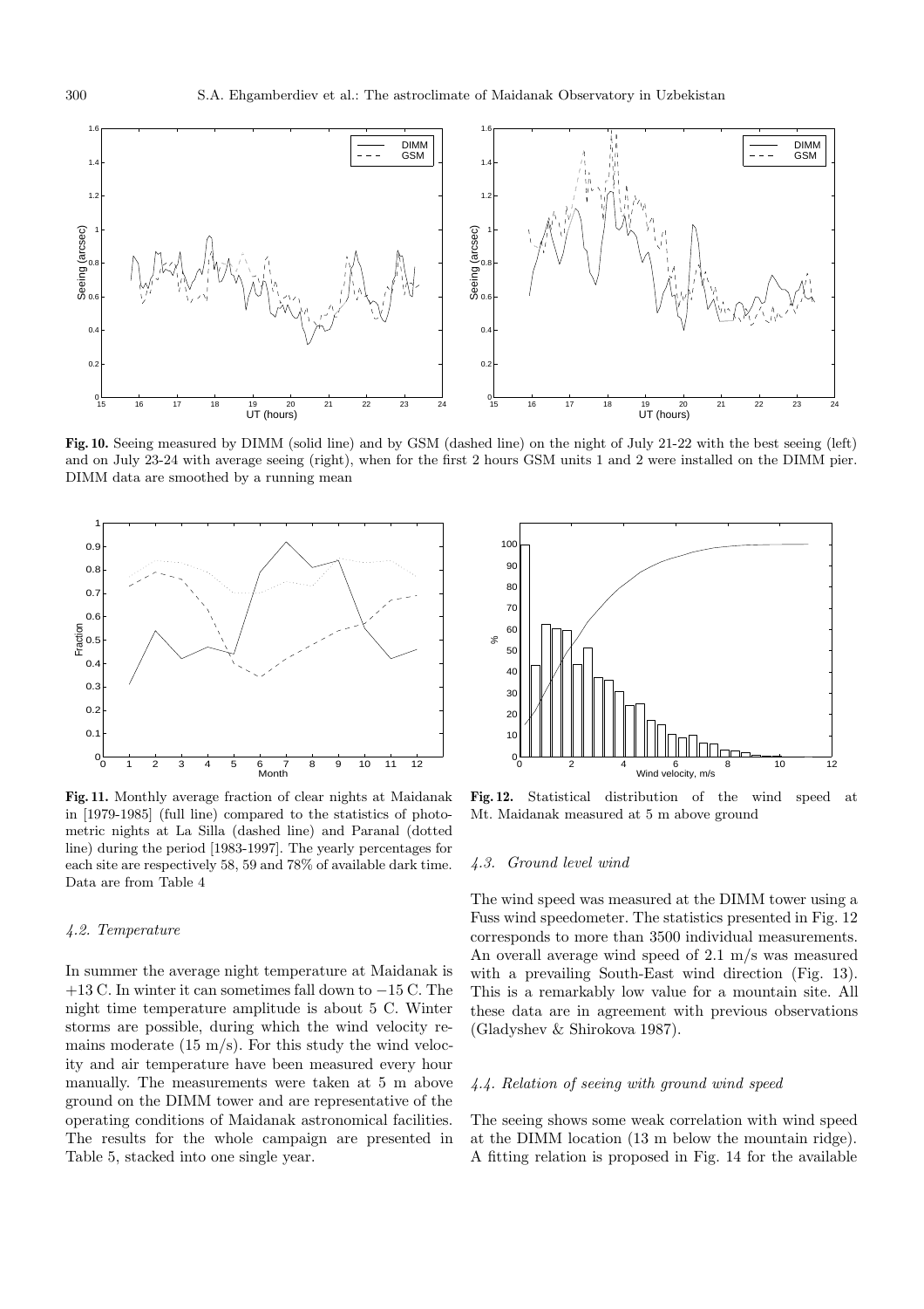**Fig. 10.** Seeing measured by DIMM (solid line) and by GSM (dashed line) on the night of July 21-22 with the best seeing (left) and on July 23-24 with average seeing (right), when for the first 2 hours GSM units 1 and 2 were installed on the DIMM pier. DIMM data are smoothed by a running mean

**Fig. 11.** Monthly average fraction of clear nights at Maidanak in [1979-1985] (full line) compared to the statistics of photometric nights at La Silla (dashed line) and Paranal (dotted line) during the period [1983-1997]. The yearly percentages for each site are respectively 58, 59 and 78% of available dark time. Data are from Table 4

**Fig. 12.** Statistical distribution of the wind speed at Mt. Maidanak measured at 5 m above ground

### *4.2. Temperature*

In summer the average night temperature at Maidanak is +13 C. In winter it can sometimes fall down to −15 C. The night time temperature amplitude is about 5 C. Winter storms are possible, during which the wind velocity remains moderate (15 m/s). For this study the wind velocity and air temperature have been measured every hour manually. The measurements were taken at 5 m above ground on the DIMM tower and are representative of the operating conditions of Maidanak astronomical facilities. The results for the whole campaign are presented in Table 5, stacked into one single year.

### *4.3. Ground level wind*

The wind speed was measured at the DIMM tower using a Fuss wind speedometer. The statistics presented in Fig. 12 corresponds to more than 3500 individual measurements. An overall average wind speed of 2.1 m/s was measured with a prevailing South-East wind direction (Fig. 13). This is a remarkably low value for a mountain site. All these data are in agreement with previous observations (Gladyshev & Shirokova 1987).

### *4.4. Relation of seeing with ground wind speed*

The seeing shows some weak correlation with wind speed at the DIMM location (13 m below the mountain ridge). A fitting relation is proposed in Fig. 14 for the available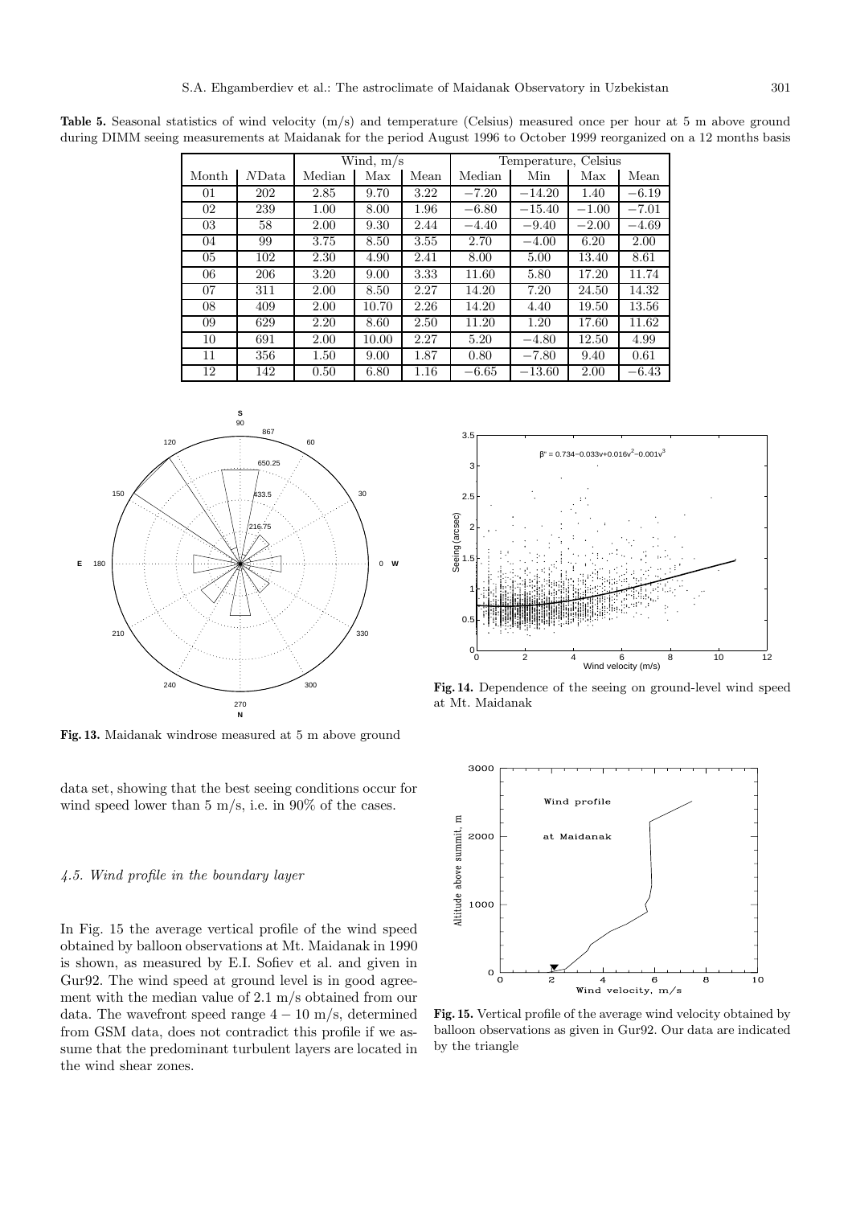**Table 5.** Seasonal statistics of wind velocity (m/s) and temperature (Celsius) measured once per hour at 5 m above ground during DIMM seeing measurements at Maidanak for the period August 1996 to October 1999 reorganized on a 12 months basis

| | | Wind, m/s | | | Temperature, Celsius | | | |
|---|---|---|---|---|---|---|---|---|
| Month | *N*Data | Median | Max | Mean | Median | Min | Max | Mean |
| 01 | 202 | 2.85 | 9.70 | 3.22 | −7.20 | −14.20 | 1.40 | −6.19 |
| 02 | 239 | 1.00 | 8.00 | 1.96 | −6.80 | −15.40 | −1.00 | −7.01 |
| 03 | 58 | 2.00 | 9.30 | 2.44 | −4.40 | −9.40 | −2.00 | −4.69 |
| 04 | 99 | 3.75 | 8.50 | 3.55 | 2.70 | −4.00 | 6.20 | 2.00 |
| 05 | 102 | 2.30 | 4.90 | 2.41 | 8.00 | 5.00 | 13.40 | 8.61 |
| 06 | 206 | 3.20 | 9.00 | 3.33 | 11.60 | 5.80 | 17.20 | 11.74 |
| 07 | 311 | 2.00 | 8.50 | 2.27 | 14.20 | 7.20 | 24.50 | 14.32 |
| 08 | 409 | 2.00 | 10.70 | 2.26 | 14.20 | 4.40 | 19.50 | 13.56 |
| 09 | 629 | 2.20 | 8.60 | 2.50 | 11.20 | 1.20 | 17.60 | 11.62 |
| 10 | 691 | 2.00 | 10.00 | 2.27 | 5.20 | −4.80 | 12.50 | 4.99 |
| 11 | 356 | 1.50 | 9.00 | 1.87 | 0.80 | −7.80 | 9.40 | 0.61 |
| 12 | 142 | 0.50 | 6.80 | 1.16 | −6.65 | −13.60 | 2.00 | −6.43 |

**Fig. 13.** Maidanak windrose measured at 5 m above ground

**Fig. 14.** Dependence of the seeing on ground-level wind speed at Mt. Maidanak

data set, showing that the best seeing conditions occur for wind speed lower than 5 m/s, i.e. in 90% of the cases.

#### *4.5. Wind profile in the boundary layer*

In Fig. 15 the average vertical profile of the wind speed obtained by balloon observations at Mt. Maidanak in 1990 is shown, as measured by E.I. Sofiev et al. and given in Gur92. The wind speed at ground level is in good agreement with the median value of 2.1 m/s obtained from our data. The wavefront speed range $4-10$ m/s, determined from GSM data, does not contradict this profile if we assume that the predominant turbulent layers are located in the wind shear zones.

**Fig. 15.** Vertical profile of the average wind velocity obtained by balloon observations as given in Gur92. Our data are indicated by the triangle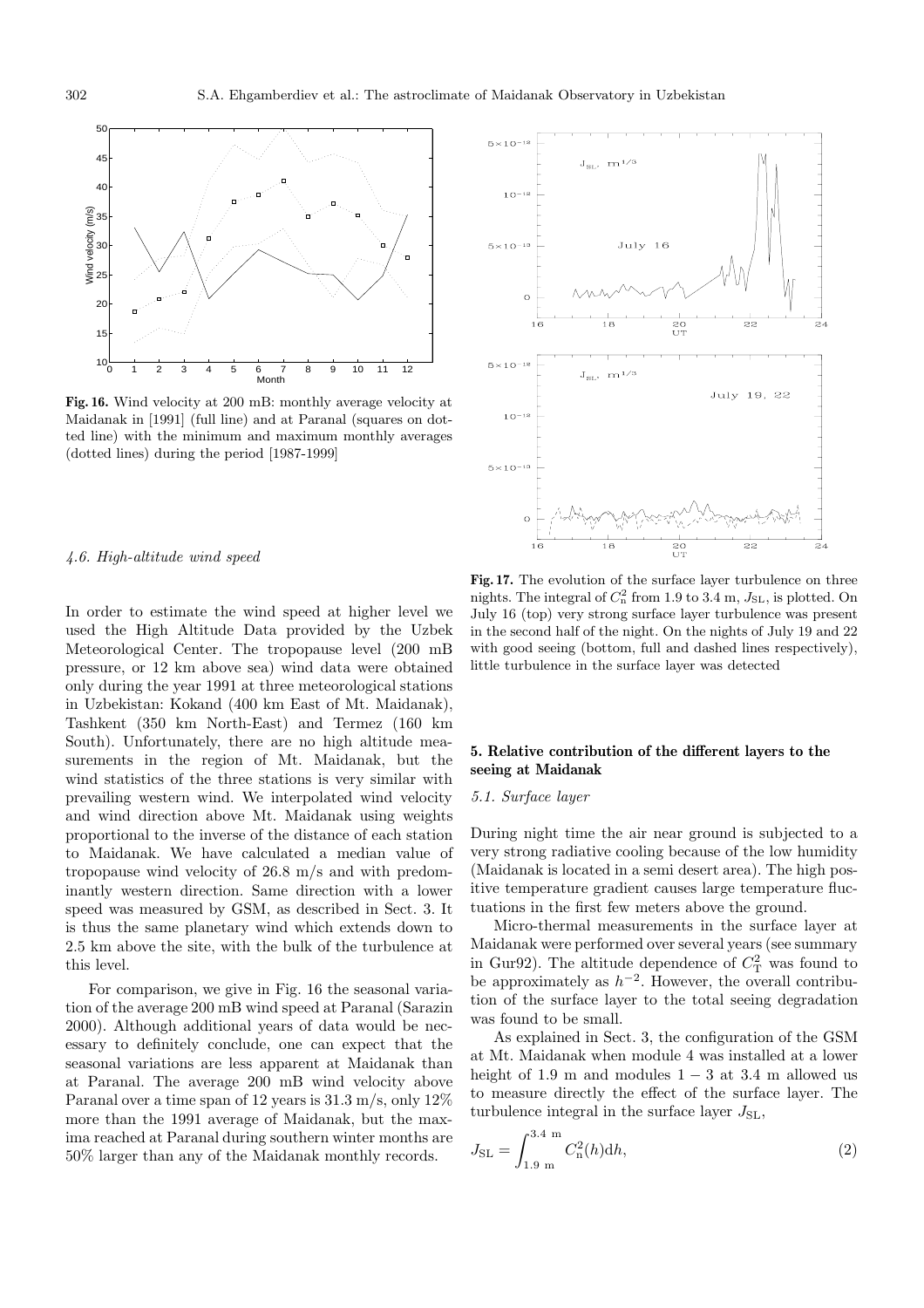**Fig. 16.** Wind velocity at 200 mB: monthly average velocity at Maidanak in [1991] (full line) and at Paranal (squares on dotted line) with the minimum and maximum monthly averages (dotted lines) during the period [1987-1999]

**Fig. 17.** The evolution of the surface layer turbulence on three nights. The integral of $C_n^2$ from 1.9 to 3.4 m, $J_{SL}$, is plotted. On July 16 (top) very strong surface layer turbulence was present in the second half of the night. On the nights of July 19 and 22 with good seeing (bottom, full and dashed lines respectively), little turbulence in the surface layer was detected

### *4.6. High-altitude wind speed*

In order to estimate the wind speed at higher level we used the High Altitude Data provided by the Uzbek Meteorological Center. The tropopause level (200 mB pressure, or 12 km above sea) wind data were obtained only during the year 1991 at three meteorological stations in Uzbekistan: Kokand (400 km East of Mt. Maidanak), Tashkent (350 km North-East) and Termez (160 km South). Unfortunately, there are no high altitude measurements in the region of Mt. Maidanak, but the wind statistics of the three stations is very similar with prevailing western wind. We interpolated wind velocity and wind direction above Mt. Maidanak using weights proportional to the inverse of the distance of each station to Maidanak. We have calculated a median value of tropopause wind velocity of 26.8 m/s and with predominantly western direction. Same direction with a lower speed was measured by GSM, as described in Sect. 3. It is thus the same planetary wind which extends down to 2.5 km above the site, with the bulk of the turbulence at this level.

For comparison, we give in Fig. 16 the seasonal variation of the average 200 mB wind speed at Paranal (Sarazin 2000). Although additional years of data would be necessary to definitely conclude, one can expect that the seasonal variations are less apparent at Maidanak than at Paranal. The average 200 mB wind velocity above Paranal over a time span of 12 years is 31.3 m/s, only 12% more than the 1991 average of Maidanak, but the maxima reached at Paranal during southern winter months are 50% larger than any of the Maidanak monthly records.

## 5. Relative contribution of the different layers to the seeing at Maidanak

### *5.1. Surface layer*

During night time the air near ground is subjected to a very strong radiative cooling because of the low humidity (Maidanak is located in a semi desert area). The high positive temperature gradient causes large temperature fluctuations in the first few meters above the ground.

Micro-thermal measurements in the surface layer at Maidanak were performed over several years (see summary in Gur92). The altitude dependence of $C_T^2$ was found to be approximately as $h^{-2}$. However, the overall contribution of the surface layer to the total seeing degradation was found to be small.

As explained in Sect. 3, the configuration of the GSM at Mt. Maidanak when module 4 was installed at a lower height of 1.9 m and modules $1-3$ at 3.4 m allowed us to measure directly the effect of the surface layer. The turbulence integral in the surface layer $J_{SL}$,

$$J_{SL} = \int_{1.9 \text{ m}}^{3.4 \text{ m}} C_n^2(h)\mathrm{d}h, \quad (2)$$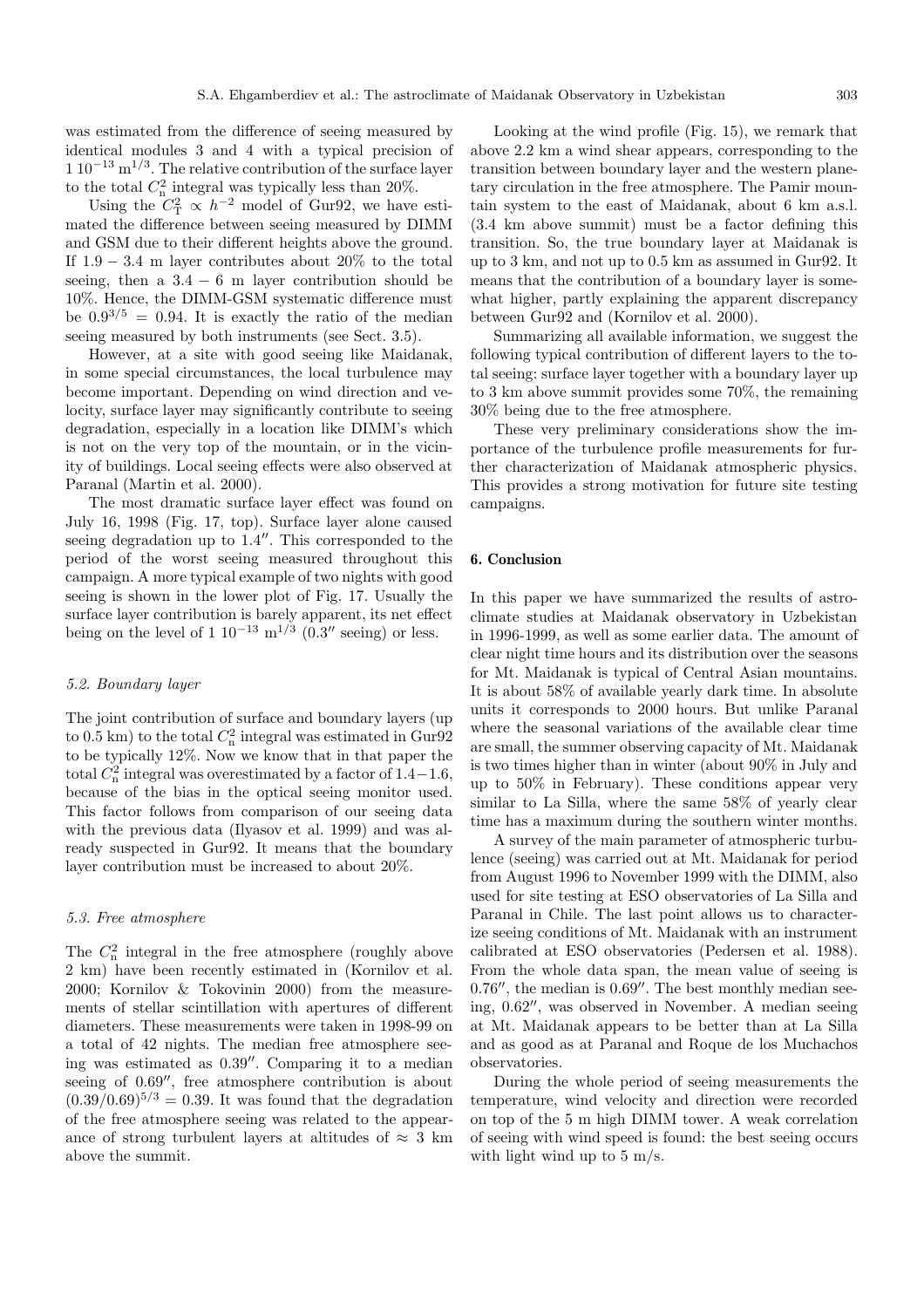was estimated from the difference of seeing measured by identical modules 3 and 4 with a typical precision of $1\ 10^{-13}\ \mathrm{m}^{1/3}$. The relative contribution of the surface layer to the total $C_n^2$ integral was typically less than 20%.

Using the $C_T^2 \propto h^{-2}$ model of Gur92, we have estimated the difference between seeing measured by DIMM and GSM due to their different heights above the ground. If $1.9 - 3.4$ m layer contributes about 20% to the total seeing, then a $3.4 - 6$ m layer contribution should be 10%. Hence, the DIMM-GSM systematic difference must be $0.9^{3/5} = 0.94$. It is exactly the ratio of the median seeing measured by both instruments (see Sect. 3.5).

However, at a site with good seeing like Maidanak, in some special circumstances, the local turbulence may become important. Depending on wind direction and velocity, surface layer may significantly contribute to seeing degradation, especially in a location like DIMM's which is not on the very top of the mountain, or in the vicinity of buildings. Local seeing effects were also observed at Paranal (Martin et al. 2000).

The most dramatic surface layer effect was found on July 16, 1998 (Fig. 17, top). Surface layer alone caused seeing degradation up to 1.4″. This corresponded to the period of the worst seeing measured throughout this campaign. A more typical example of two nights with good seeing is shown in the lower plot of Fig. 17. Usually the surface layer contribution is barely apparent, its net effect being on the level of $1\ 10^{-13}\ \mathrm{m}^{1/3}$ (0.3″ seeing) or less.

### 5.2. Boundary layer

The joint contribution of surface and boundary layers (up to 0.5 km) to the total $C_n^2$ integral was estimated in Gur92 to be typically 12%. Now we know that in that paper the total $C_n^2$ integral was overestimated by a factor of $1.4-1.6$, because of the bias in the optical seeing monitor used. This factor follows from comparison of our seeing data with the previous data (Ilyasov et al. 1999) and was already suspected in Gur92. It means that the boundary layer contribution must be increased to about 20%.

### 5.3. Free atmosphere

The $C_n^2$ integral in the free atmosphere (roughly above 2 km) have been recently estimated in (Kornilov et al. 2000; Kornilov & Tokovinin 2000) from the measurements of stellar scintillation with apertures of different diameters. These measurements were taken in 1998-99 on a total of 42 nights. The median free atmosphere seeing was estimated as 0.39″. Comparing it to a median seeing of 0.69″, free atmosphere contribution is about $(0.39/0.69)^{5/3} = 0.39$. It was found that the degradation of the free atmosphere seeing was related to the appearance of strong turbulent layers at altitudes of $\approx 3$ km above the summit.

Looking at the wind profile (Fig. 15), we remark that above 2.2 km a wind shear appears, corresponding to the transition between boundary layer and the western planetary circulation in the free atmosphere. The Pamir mountain system to the east of Maidanak, about 6 km a.s.l. (3.4 km above summit) must be a factor defining this transition. So, the true boundary layer at Maidanak is up to 3 km, and not up to 0.5 km as assumed in Gur92. It means that the contribution of a boundary layer is somewhat higher, partly explaining the apparent discrepancy between Gur92 and (Kornilov et al. 2000).

Summarizing all available information, we suggest the following typical contribution of different layers to the total seeing: surface layer together with a boundary layer up to 3 km above summit provides some 70%, the remaining 30% being due to the free atmosphere.

These very preliminary considerations show the importance of the turbulence profile measurements for further characterization of Maidanak atmospheric physics. This provides a strong motivation for future site testing campaigns.

## 6. Conclusion

In this paper we have summarized the results of astroclimate studies at Maidanak observatory in Uzbekistan in 1996-1999, as well as some earlier data. The amount of clear night time hours and its distribution over the seasons for Mt. Maidanak is typical of Central Asian mountains. It is about 58% of available yearly dark time. In absolute units it corresponds to 2000 hours. But unlike Paranal where the seasonal variations of the available clear time are small, the summer observing capacity of Mt. Maidanak is two times higher than in winter (about 90% in July and up to 50% in February). These conditions appear very similar to La Silla, where the same 58% of yearly clear time has a maximum during the southern winter months.

A survey of the main parameter of atmospheric turbulence (seeing) was carried out at Mt. Maidanak for period from August 1996 to November 1999 with the DIMM, also used for site testing at ESO observatories of La Silla and Paranal in Chile. The last point allows us to characterize seeing conditions of Mt. Maidanak with an instrument calibrated at ESO observatories (Pedersen et al. 1988). From the whole data span, the mean value of seeing is 0.76″, the median is 0.69″. The best monthly median seeing, 0.62″, was observed in November. A median seeing at Mt. Maidanak appears to be better than at La Silla and as good as at Paranal and Roque de los Muchachos observatories.

During the whole period of seeing measurements the temperature, wind velocity and direction were recorded on top of the 5 m high DIMM tower. A weak correlation of seeing with wind speed is found: the best seeing occurs with light wind up to 5 m/s.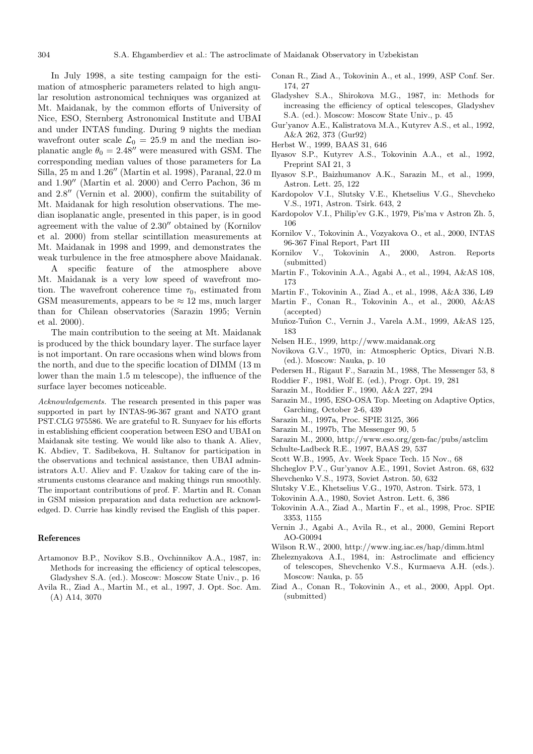In July 1998, a site testing campaign for the estimation of atmospheric parameters related to high angular resolution astronomical techniques was organized at Mt. Maidanak, by the common efforts of University of Nice, ESO, Sternberg Astronomical Institute and UBAI and under INTAS funding. During 9 nights the median wavefront outer scale $\mathcal{L}_0 = 25.9$ m and the median isoplanatic angle $\theta_0 = 2.48''$ were measured with GSM. The corresponding median values of those parameters for La Silla, 25 m and $1.26''$ (Martin et al. 1998), Paranal, 22.0 m and $1.90''$ (Martin et al. 2000) and Cerro Pachon, 36 m and $2.8''$ (Vernin et al. 2000), confirm the suitability of Mt. Maidanak for high resolution observations. The median isoplanatic angle, presented in this paper, is in good agreement with the value of $2.30''$ obtained by (Kornilov et al. 2000) from stellar scintillation measurements at Mt. Maidanak in 1998 and 1999, and demonstrates the weak turbulence in the free atmosphere above Maidanak.

A specific feature of the atmosphere above Mt. Maidanak is a very low speed of wavefront motion. The wavefront coherence time $\tau_0$, estimated from GSM measurements, appears to be $\approx 12$ ms, much larger than for Chilean observatories (Sarazin 1995; Vernin et al. 2000).

The main contribution to the seeing at Mt. Maidanak is produced by the thick boundary layer. The surface layer is not important. On rare occasions when wind blows from the north, and due to the specific location of DIMM (13 m lower than the main 1.5 m telescope), the influence of the surface layer becomes noticeable.

*Acknowledgements.* The research presented in this paper was supported in part by INTAS-96-367 grant and NATO grant PST.CLG 975586. We are grateful to R. Sunyaev for his efforts in establishing efficient cooperation between ESO and UBAI on Maidanak site testing. We would like also to thank A. Aliev, K. Abdiev, T. Sadibekova, H. Sultanov for participation in the observations and technical assistance, then UBAI administrators A.U. Aliev and F. Uzakov for taking care of the instruments customs clearance and making things run smoothly. The important contributions of prof. F. Martin and R. Conan in GSM mission preparation and data reduction are acknowledged. D. Currie has kindly revised the English of this paper.

## References

- Artamonov B.P., Novikov S.B., Ovchinnikov A.A., 1987, in: Methods for increasing the efficiency of optical telescopes, Gladyshev S.A. (ed.). Moscow: Moscow State Univ., p. 16
- Avila R., Ziad A., Martin M., et al., 1997, J. Opt. Soc. Am. (A) A14, 3070
- Conan R., Ziad A., Tokovinin A., et al., 1999, ASP Conf. Ser. 174, 27
- Gladyshev S.A., Shirokova M.G., 1987, in: Methods for increasing the efficiency of optical telescopes, Gladyshev S.A. (ed.). Moscow: Moscow State Univ., p. 45
- Gur'yanov A.E., Kalistratova M.A., Kutyrev A.S., et al., 1992, A&A 262, 373 (Gur92)
- Herbst W., 1999, BAAS 31, 646
- Ilyasov S.P., Kutyrev A.S., Tokovinin A.A., et al., 1992, Preprint SAI 21, 3
- Ilyasov S.P., Baizhumanov A.K., Sarazin M., et al., 1999, Astron. Lett. 25, 122
- Kardopolov V.I., Slutsky V.E., Khetselius V.G., Shevcheko V.S., 1971, Astron. Tsirk. 643, 2
- Kardopolov V.I., Philip'ev G.K., 1979, Pis'ma v Astron Zh. 5, 106
- Kornilov V., Tokovinin A., Vozyakova O., et al., 2000, INTAS 96-367 Final Report, Part III
- Kornilov V., Tokovinin A., 2000, Astron. Reports (submitted)
- Martin F., Tokovinin A.A., Agabi A., et al., 1994, A&AS 108, 173
- Martin F., Tokovinin A., Ziad A., et al., 1998, A&A 336, L49
- Martin F., Conan R., Tokovinin A., et al., 2000, A&AS (accepted)
- Muñoz-Tuñon C., Vernin J., Varela A.M., 1999, A&AS 125, 183
- Nelsen H.E., 1999, http://www.maidanak.org
- Novikova G.V., 1970, in: Atmospheric Optics, Divari N.B. (ed.). Moscow: Nauka, p. 10
- Pedersen H., Rigaut F., Sarazin M., 1988, The Messenger 53, 8
- Roddier F., 1981, Wolf E. (ed.), Progr. Opt. 19, 281
- Sarazin M., Roddier F., 1990, A&A 227, 294
- Sarazin M., 1995, ESO-OSA Top. Meeting on Adaptive Optics, Garching, October 2-6, 439
- Sarazin M., 1997a, Proc. SPIE 3125, 366
- Sarazin M., 1997b, The Messenger 90, 5
- Sarazin M., 2000, http://www.eso.org/gen-fac/pubs/astclim
- Schulte-Ladbeck R.E., 1997, BAAS 29, 537
- Scott W.B., 1995, Av. Week Space Tech. 15 Nov., 68
- Shcheglov P.V., Gur'yanov A.E., 1991, Soviet Astron. 68, 632
- Shevchenko V.S., 1973, Soviet Astron. 50, 632
- Slutsky V.E., Khetselius V.G., 1970, Astron. Tsirk. 573, 1
- Tokovinin A.A., 1980, Soviet Astron. Lett. 6, 386
- Tokovinin A.A., Ziad A., Martin F., et al., 1998, Proc. SPIE 3353, 1155
- Vernin J., Agabi A., Avila R., et al., 2000, Gemini Report AO-G0094
- Wilson R.W., 2000, http://www.ing.iac.es/hap/dimm.html
- Zheleznyakova A.I., 1984, in: Astroclimate and efficiency of telescopes, Shevchenko V.S., Kurmaeva A.H. (eds.). Moscow: Nauka, p. 55
- Ziad A., Conan R., Tokovinin A., et al., 2000, Appl. Opt. (submitted)